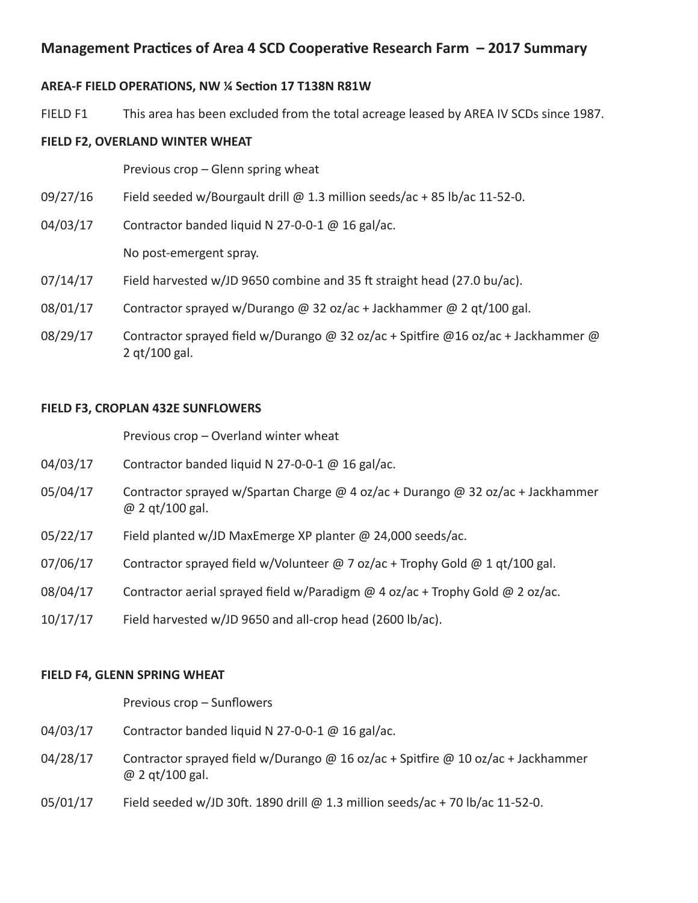# Management Practices of Area 4 SCD Cooperative Research Farm – 2017 Summary

**AREA-F FIELD OPERATIONS, NW ¼ Section 17 T138N R81W**

FIELD F1 This area has been excluded from the total acreage leased by AREA IV SCDs since 1987.

**FIELD F2, OVERLAND WINTER WHEAT**

Previous crop – Glenn spring wheat

09/27/16 Field seeded w/Bourgault drill @ 1.3 million seeds/ac + 85 lb/ac 11-52-0.

04/03/17 Contractor banded liquid N 27-0-0-1 @ 16 gal/ac.

No post-emergent spray.

07/14/17 Field harvested w/JD 9650 combine and 35 ft straight head (27.0 bu/ac).

08/01/17 Contractor sprayed w/Durango @ 32 oz/ac + Jackhammer @ 2 qt/100 gal.

08/29/17 Contractor sprayed field w/Durango @ 32 oz/ac + Spitfire @16 oz/ac + Jackhammer @ 2 qt/100 gal.

**FIELD F3, CROPLAN 432E SUNFLOWERS**

Previous crop – Overland winter wheat

04/03/17 Contractor banded liquid N 27-0-0-1 @ 16 gal/ac.

05/04/17 Contractor sprayed w/Spartan Charge @ 4 oz/ac + Durango @ 32 oz/ac + Jackhammer @ 2 qt/100 gal.

05/22/17 Field planted w/JD MaxEmerge XP planter @ 24,000 seeds/ac.

07/06/17 Contractor sprayed field w/Volunteer @ 7 oz/ac + Trophy Gold @ 1 qt/100 gal.

08/04/17 Contractor aerial sprayed field w/Paradigm @ 4 oz/ac + Trophy Gold @ 2 oz/ac.

10/17/17 Field harvested w/JD 9650 and all-crop head (2600 lb/ac).

**FIELD F4, GLENN SPRING WHEAT**

Previous crop – Sunflowers

04/03/17 Contractor banded liquid N 27-0-0-1 @ 16 gal/ac.

04/28/17 Contractor sprayed field w/Durango @ 16 oz/ac + Spitfire @ 10 oz/ac + Jackhammer @ 2 qt/100 gal.

05/01/17 Field seeded w/JD 30ft. 1890 drill @ 1.3 million seeds/ac + 70 lb/ac 11-52-0.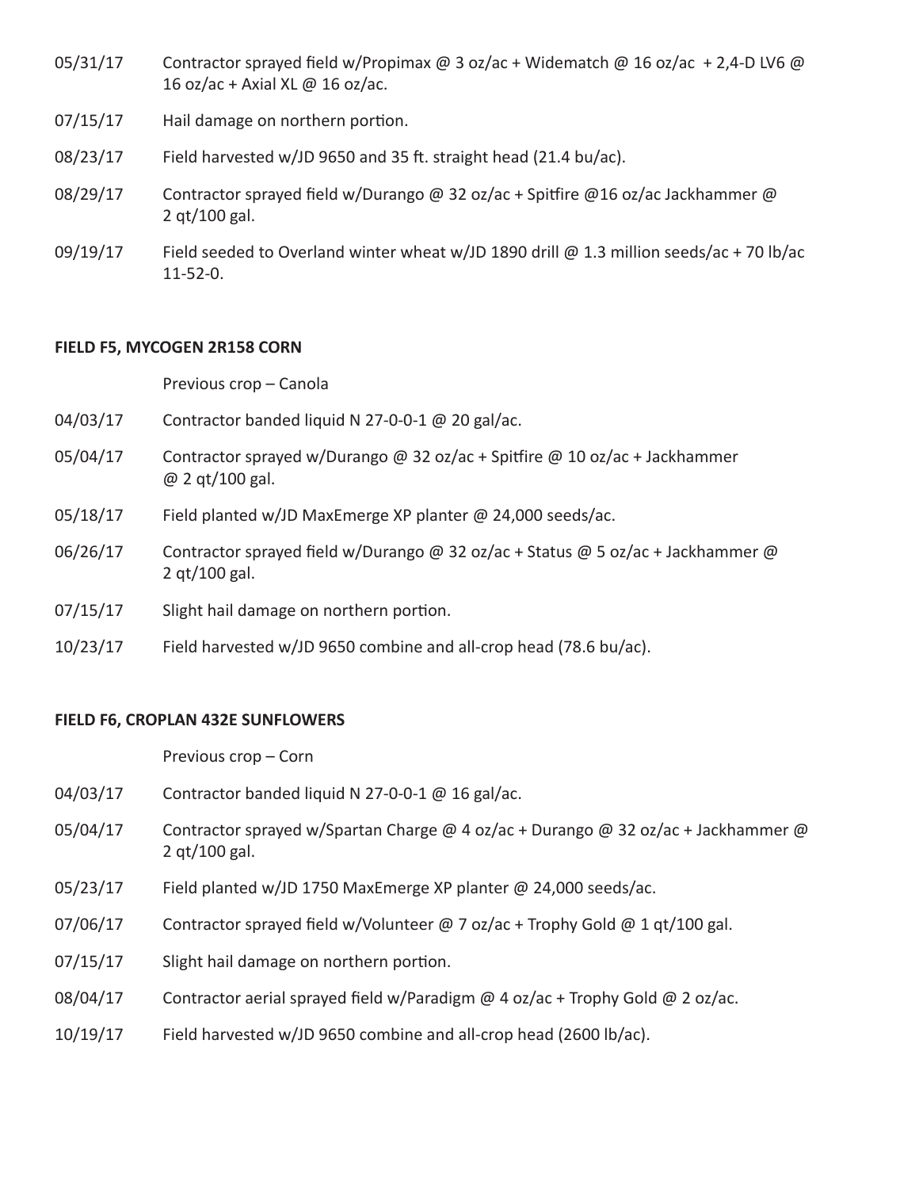| | |
|---|---|
| 05/31/17 | Contractor sprayed field w/Propimax @ 3 oz/ac + Widematch @ 16 oz/ac + 2,4-D LV6 @ 16 oz/ac + Axial XL @ 16 oz/ac. |
| 07/15/17 | Hail damage on northern portion. |
| 08/23/17 | Field harvested w/JD 9650 and 35 ft. straight head (21.4 bu/ac). |
| 08/29/17 | Contractor sprayed field w/Durango @ 32 oz/ac + Spitfire @16 oz/ac Jackhammer @ 2 qt/100 gal. |
| 09/19/17 | Field seeded to Overland winter wheat w/JD 1890 drill @ 1.3 million seeds/ac + 70 lb/ac 11-52-0. |

**FIELD F5, MYCOGEN 2R158 CORN**

Previous crop – Canola

| | |
|---|---|
| 04/03/17 | Contractor banded liquid N 27-0-0-1 @ 20 gal/ac. |
| 05/04/17 | Contractor sprayed w/Durango @ 32 oz/ac + Spitfire @ 10 oz/ac + Jackhammer @ 2 qt/100 gal. |
| 05/18/17 | Field planted w/JD MaxEmerge XP planter @ 24,000 seeds/ac. |
| 06/26/17 | Contractor sprayed field w/Durango @ 32 oz/ac + Status @ 5 oz/ac + Jackhammer @ 2 qt/100 gal. |
| 07/15/17 | Slight hail damage on northern portion. |
| 10/23/17 | Field harvested w/JD 9650 combine and all-crop head (78.6 bu/ac). |

**FIELD F6, CROPLAN 432E SUNFLOWERS**

Previous crop – Corn

| | |
|---|---|
| 04/03/17 | Contractor banded liquid N 27-0-0-1 @ 16 gal/ac. |
| 05/04/17 | Contractor sprayed w/Spartan Charge @ 4 oz/ac + Durango @ 32 oz/ac + Jackhammer @ 2 qt/100 gal. |
| 05/23/17 | Field planted w/JD 1750 MaxEmerge XP planter @ 24,000 seeds/ac. |
| 07/06/17 | Contractor sprayed field w/Volunteer @ 7 oz/ac + Trophy Gold @ 1 qt/100 gal. |
| 07/15/17 | Slight hail damage on northern portion. |
| 08/04/17 | Contractor aerial sprayed field w/Paradigm @ 4 oz/ac + Trophy Gold @ 2 oz/ac. |
| 10/19/17 | Field harvested w/JD 9650 combine and all-crop head (2600 lb/ac). |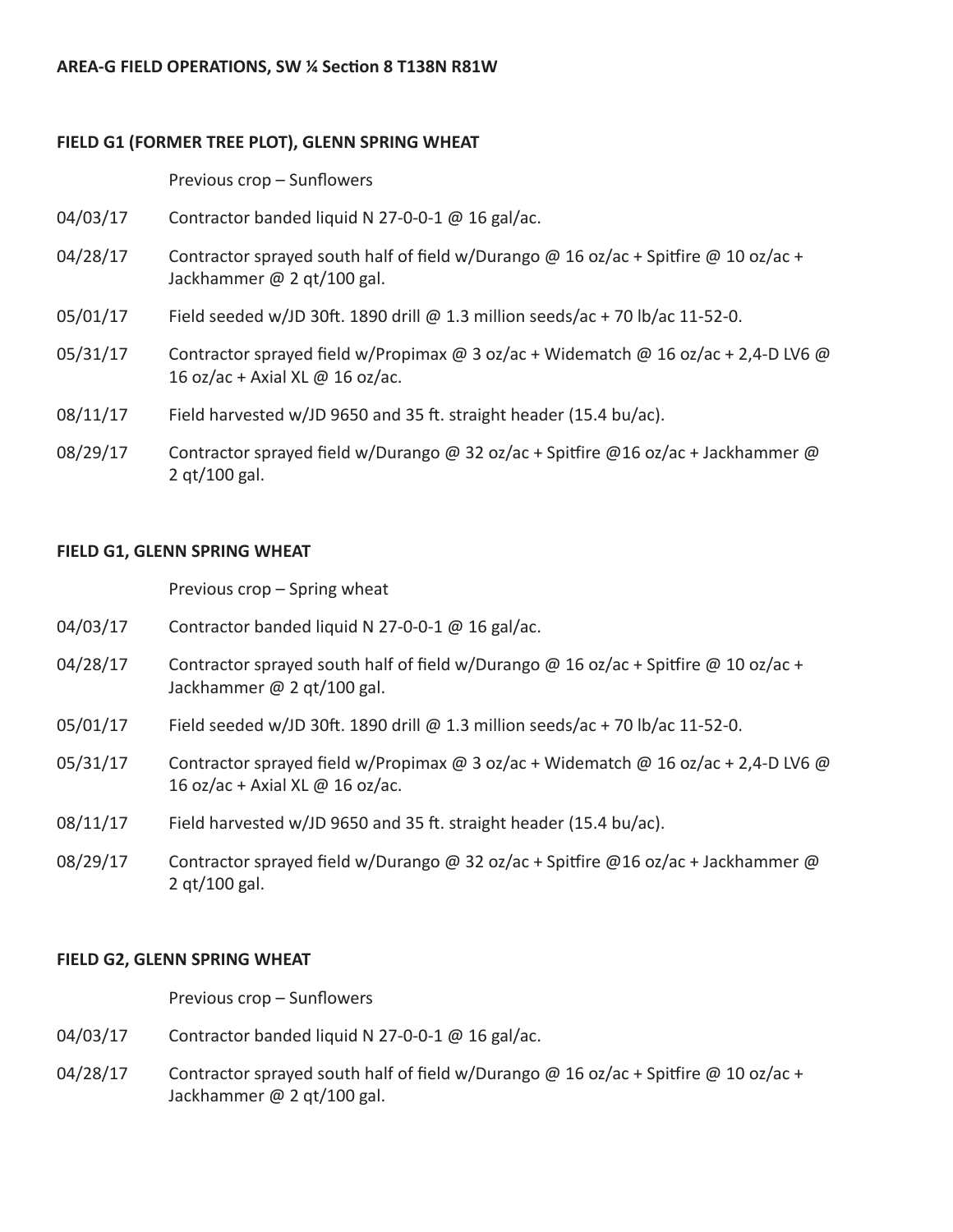**AREA-G FIELD OPERATIONS, SW ¼ Section 8 T138N R81W**

**FIELD G1 (FORMER TREE PLOT), GLENN SPRING WHEAT**

Previous crop – Sunflowers

04/03/17 Contractor banded liquid N 27-0-0-1 @ 16 gal/ac.

04/28/17 Contractor sprayed south half of field w/Durango @ 16 oz/ac + Spitfire @ 10 oz/ac + Jackhammer @ 2 qt/100 gal.

05/01/17 Field seeded w/JD 30ft. 1890 drill @ 1.3 million seeds/ac + 70 lb/ac 11-52-0.

05/31/17 Contractor sprayed field w/Propimax @ 3 oz/ac + Widematch @ 16 oz/ac + 2,4-D LV6 @ 16 oz/ac + Axial XL @ 16 oz/ac.

08/11/17 Field harvested w/JD 9650 and 35 ft. straight header (15.4 bu/ac).

08/29/17 Contractor sprayed field w/Durango @ 32 oz/ac + Spitfire @16 oz/ac + Jackhammer @ 2 qt/100 gal.

**FIELD G1, GLENN SPRING WHEAT**

Previous crop – Spring wheat

04/03/17 Contractor banded liquid N 27-0-0-1 @ 16 gal/ac.

04/28/17 Contractor sprayed south half of field w/Durango @ 16 oz/ac + Spitfire @ 10 oz/ac + Jackhammer @ 2 qt/100 gal.

05/01/17 Field seeded w/JD 30ft. 1890 drill @ 1.3 million seeds/ac + 70 lb/ac 11-52-0.

05/31/17 Contractor sprayed field w/Propimax @ 3 oz/ac + Widematch @ 16 oz/ac + 2,4-D LV6 @ 16 oz/ac + Axial XL @ 16 oz/ac.

08/11/17 Field harvested w/JD 9650 and 35 ft. straight header (15.4 bu/ac).

08/29/17 Contractor sprayed field w/Durango @ 32 oz/ac + Spitfire @16 oz/ac + Jackhammer @ 2 qt/100 gal.

**FIELD G2, GLENN SPRING WHEAT**

Previous crop – Sunflowers

04/03/17 Contractor banded liquid N 27-0-0-1 @ 16 gal/ac.

04/28/17 Contractor sprayed south half of field w/Durango @ 16 oz/ac + Spitfire @ 10 oz/ac + Jackhammer @ 2 qt/100 gal.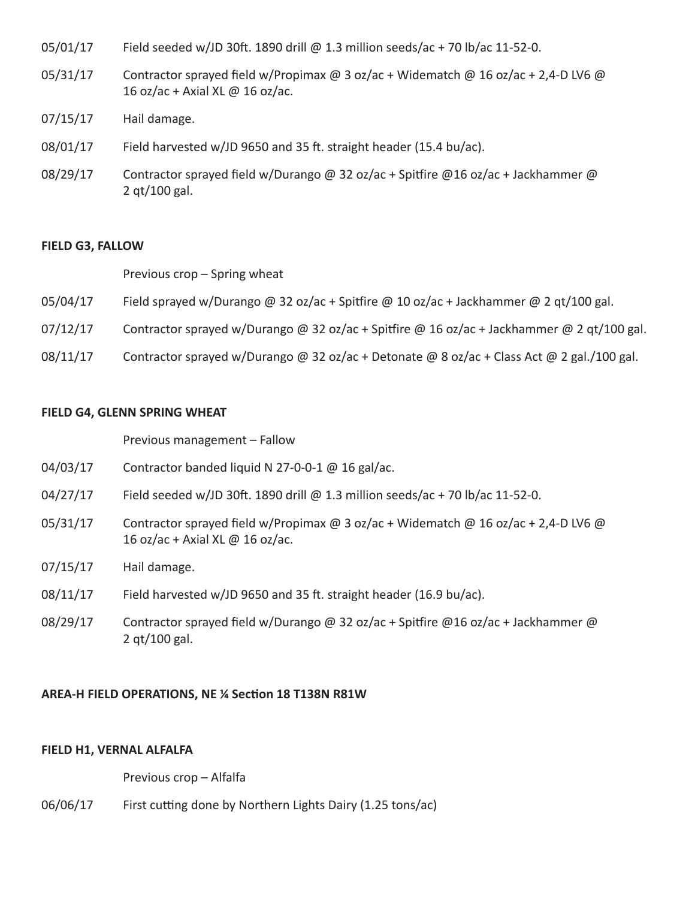05/01/17 Field seeded w/JD 30ft. 1890 drill @ 1.3 million seeds/ac + 70 lb/ac 11-52-0.

05/31/17 Contractor sprayed field w/Propimax @ 3 oz/ac + Widematch @ 16 oz/ac + 2,4-D LV6 @ 16 oz/ac + Axial XL @ 16 oz/ac.

07/15/17 Hail damage.

08/01/17 Field harvested w/JD 9650 and 35 ft. straight header (15.4 bu/ac).

08/29/17 Contractor sprayed field w/Durango @ 32 oz/ac + Spitfire @16 oz/ac + Jackhammer @ 2 qt/100 gal.

**FIELD G3, FALLOW**

Previous crop – Spring wheat

05/04/17 Field sprayed w/Durango @ 32 oz/ac + Spitfire @ 10 oz/ac + Jackhammer @ 2 qt/100 gal.

07/12/17 Contractor sprayed w/Durango @ 32 oz/ac + Spitfire @ 16 oz/ac + Jackhammer @ 2 qt/100 gal.

08/11/17 Contractor sprayed w/Durango @ 32 oz/ac + Detonate @ 8 oz/ac + Class Act @ 2 gal./100 gal.

**FIELD G4, GLENN SPRING WHEAT**

Previous management – Fallow

04/03/17 Contractor banded liquid N 27-0-0-1 @ 16 gal/ac.

04/27/17 Field seeded w/JD 30ft. 1890 drill @ 1.3 million seeds/ac + 70 lb/ac 11-52-0.

05/31/17 Contractor sprayed field w/Propimax @ 3 oz/ac + Widematch @ 16 oz/ac + 2,4-D LV6 @ 16 oz/ac + Axial XL @ 16 oz/ac.

07/15/17 Hail damage.

08/11/17 Field harvested w/JD 9650 and 35 ft. straight header (16.9 bu/ac).

08/29/17 Contractor sprayed field w/Durango @ 32 oz/ac + Spitfire @16 oz/ac + Jackhammer @ 2 qt/100 gal.

**AREA-H FIELD OPERATIONS, NE ¼ Section 18 T138N R81W**

**FIELD H1, VERNAL ALFALFA**

Previous crop – Alfalfa

06/06/17 First cutting done by Northern Lights Dairy (1.25 tons/ac)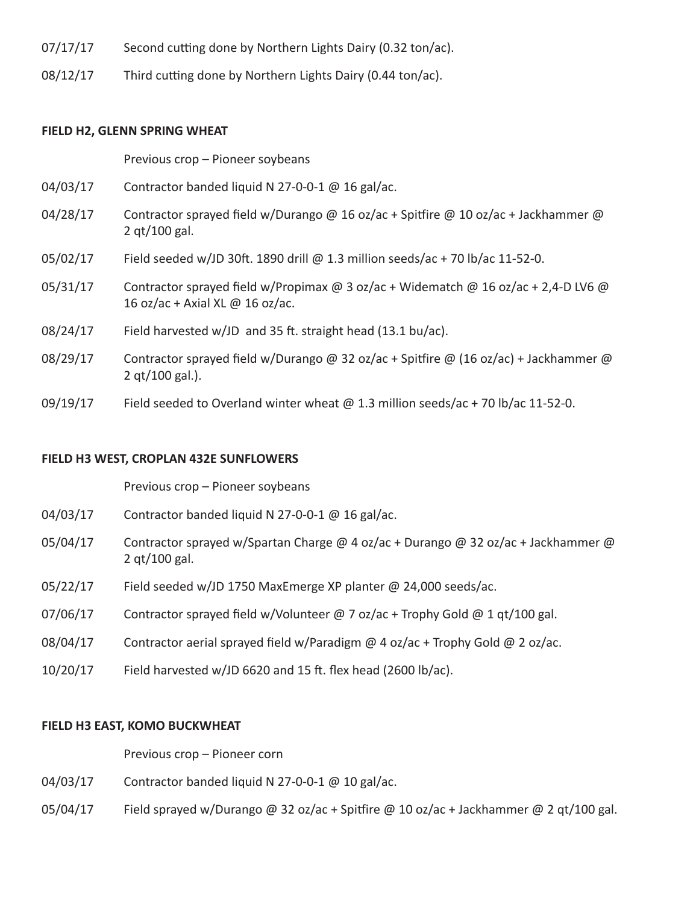07/17/17 Second cutting done by Northern Lights Dairy (0.32 ton/ac).

08/12/17 Third cutting done by Northern Lights Dairy (0.44 ton/ac).

**FIELD H2, GLENN SPRING WHEAT**

Previous crop – Pioneer soybeans

04/03/17 Contractor banded liquid N 27-0-0-1 @ 16 gal/ac.

04/28/17 Contractor sprayed field w/Durango @ 16 oz/ac + Spitfire @ 10 oz/ac + Jackhammer @ 2 qt/100 gal.

05/02/17 Field seeded w/JD 30ft. 1890 drill @ 1.3 million seeds/ac + 70 lb/ac 11-52-0.

05/31/17 Contractor sprayed field w/Propimax @ 3 oz/ac + Widematch @ 16 oz/ac + 2,4-D LV6 @ 16 oz/ac + Axial XL @ 16 oz/ac.

08/24/17 Field harvested w/JD and 35 ft. straight head (13.1 bu/ac).

08/29/17 Contractor sprayed field w/Durango @ 32 oz/ac + Spitfire @ (16 oz/ac) + Jackhammer @ 2 qt/100 gal.).

09/19/17 Field seeded to Overland winter wheat @ 1.3 million seeds/ac + 70 lb/ac 11-52-0.

**FIELD H3 WEST, CROPLAN 432E SUNFLOWERS**

Previous crop – Pioneer soybeans

04/03/17 Contractor banded liquid N 27-0-0-1 @ 16 gal/ac.

05/04/17 Contractor sprayed w/Spartan Charge @ 4 oz/ac + Durango @ 32 oz/ac + Jackhammer @ 2 qt/100 gal.

05/22/17 Field seeded w/JD 1750 MaxEmerge XP planter @ 24,000 seeds/ac.

07/06/17 Contractor sprayed field w/Volunteer @ 7 oz/ac + Trophy Gold @ 1 qt/100 gal.

08/04/17 Contractor aerial sprayed field w/Paradigm @ 4 oz/ac + Trophy Gold @ 2 oz/ac.

10/20/17 Field harvested w/JD 6620 and 15 ft. flex head (2600 lb/ac).

**FIELD H3 EAST, KOMO BUCKWHEAT**

Previous crop – Pioneer corn

04/03/17 Contractor banded liquid N 27-0-0-1 @ 10 gal/ac.

05/04/17 Field sprayed w/Durango @ 32 oz/ac + Spitfire @ 10 oz/ac + Jackhammer @ 2 qt/100 gal.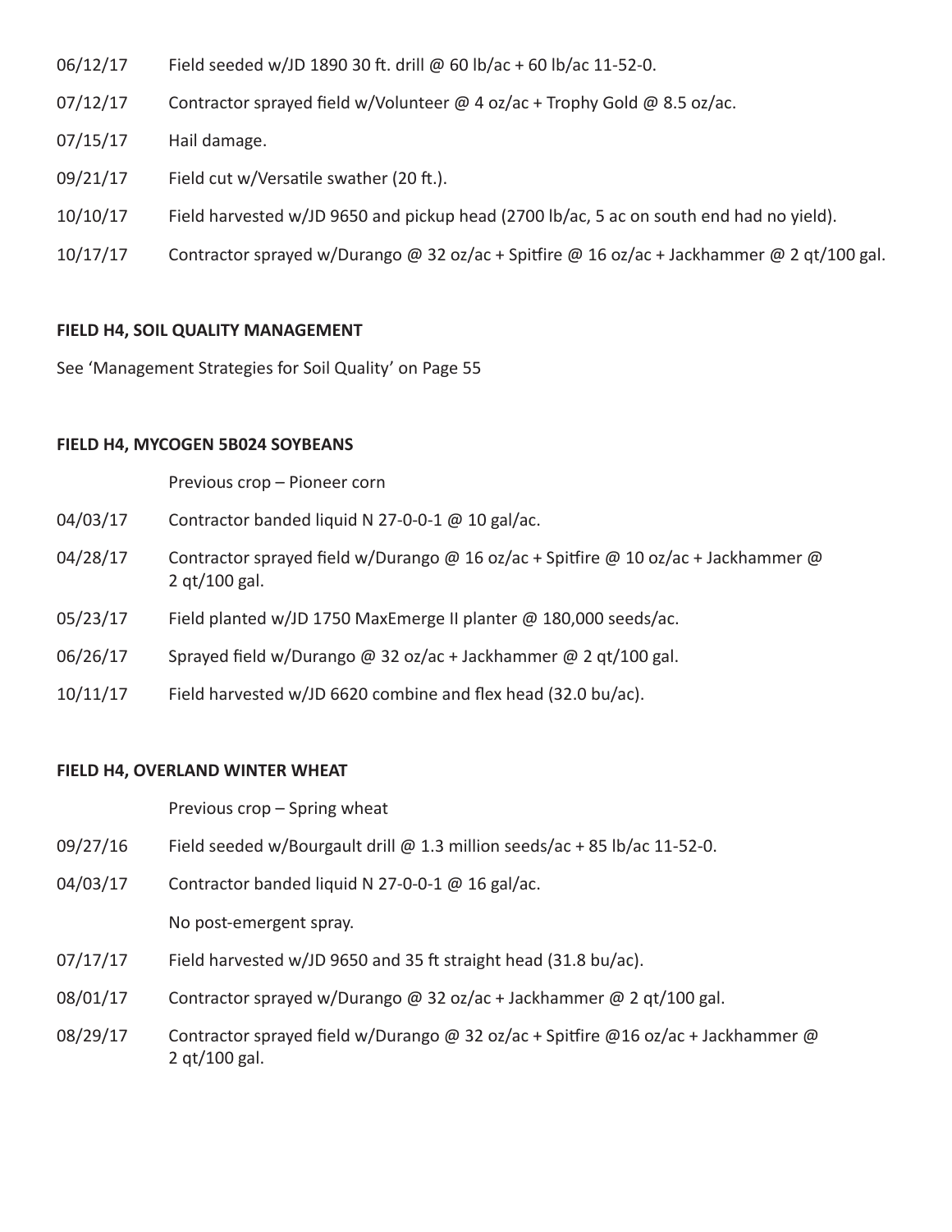06/12/17 Field seeded w/JD 1890 30 ft. drill @ 60 lb/ac + 60 lb/ac 11-52-0.

07/12/17 Contractor sprayed field w/Volunteer @ 4 oz/ac + Trophy Gold @ 8.5 oz/ac.

07/15/17 Hail damage.

09/21/17 Field cut w/Versatile swather (20 ft.).

10/10/17 Field harvested w/JD 9650 and pickup head (2700 lb/ac, 5 ac on south end had no yield).

10/17/17 Contractor sprayed w/Durango @ 32 oz/ac + Spitfire @ 16 oz/ac + Jackhammer @ 2 qt/100 gal.

**FIELD H4, SOIL QUALITY MANAGEMENT**

See 'Management Strategies for Soil Quality' on Page 55

**FIELD H4, MYCOGEN 5B024 SOYBEANS**

Previous crop – Pioneer corn

04/03/17 Contractor banded liquid N 27-0-0-1 @ 10 gal/ac.

04/28/17 Contractor sprayed field w/Durango @ 16 oz/ac + Spitfire @ 10 oz/ac + Jackhammer @ 2 qt/100 gal.

05/23/17 Field planted w/JD 1750 MaxEmerge II planter @ 180,000 seeds/ac.

06/26/17 Sprayed field w/Durango @ 32 oz/ac + Jackhammer @ 2 qt/100 gal.

10/11/17 Field harvested w/JD 6620 combine and flex head (32.0 bu/ac).

**FIELD H4, OVERLAND WINTER WHEAT**

Previous crop – Spring wheat

09/27/16 Field seeded w/Bourgault drill @ 1.3 million seeds/ac + 85 lb/ac 11-52-0.

04/03/17 Contractor banded liquid N 27-0-0-1 @ 16 gal/ac.

No post-emergent spray.

07/17/17 Field harvested w/JD 9650 and 35 ft straight head (31.8 bu/ac).

08/01/17 Contractor sprayed w/Durango @ 32 oz/ac + Jackhammer @ 2 qt/100 gal.

08/29/17 Contractor sprayed field w/Durango @ 32 oz/ac + Spitfire @16 oz/ac + Jackhammer @ 2 qt/100 gal.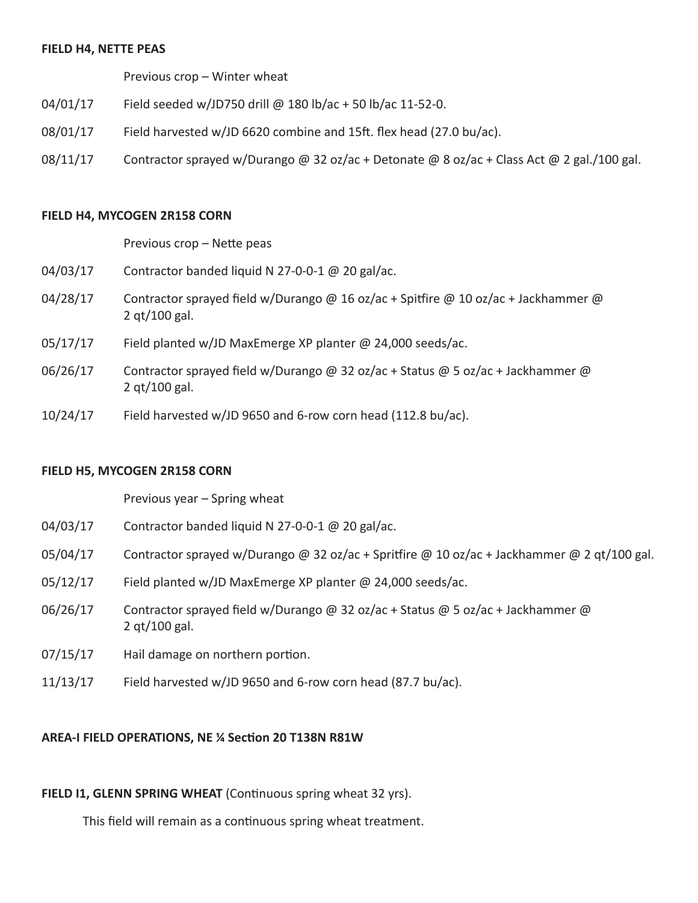**FIELD H4, NETTE PEAS**

Previous crop – Winter wheat

04/01/17 Field seeded w/JD750 drill @ 180 lb/ac + 50 lb/ac 11-52-0.

08/01/17 Field harvested w/JD 6620 combine and 15ft. flex head (27.0 bu/ac).

08/11/17 Contractor sprayed w/Durango @ 32 oz/ac + Detonate @ 8 oz/ac + Class Act @ 2 gal./100 gal.

**FIELD H4, MYCOGEN 2R158 CORN**

Previous crop – Nette peas

04/03/17 Contractor banded liquid N 27-0-0-1 @ 20 gal/ac.

04/28/17 Contractor sprayed field w/Durango @ 16 oz/ac + Spitfire @ 10 oz/ac + Jackhammer @ 2 qt/100 gal.

05/17/17 Field planted w/JD MaxEmerge XP planter @ 24,000 seeds/ac.

06/26/17 Contractor sprayed field w/Durango @ 32 oz/ac + Status @ 5 oz/ac + Jackhammer @ 2 qt/100 gal.

10/24/17 Field harvested w/JD 9650 and 6-row corn head (112.8 bu/ac).

**FIELD H5, MYCOGEN 2R158 CORN**

Previous year – Spring wheat

04/03/17 Contractor banded liquid N 27-0-0-1 @ 20 gal/ac.

05/04/17 Contractor sprayed w/Durango @ 32 oz/ac + Spritfire @ 10 oz/ac + Jackhammer @ 2 qt/100 gal.

05/12/17 Field planted w/JD MaxEmerge XP planter @ 24,000 seeds/ac.

06/26/17 Contractor sprayed field w/Durango @ 32 oz/ac + Status @ 5 oz/ac + Jackhammer @ 2 qt/100 gal.

07/15/17 Hail damage on northern portion.

11/13/17 Field harvested w/JD 9650 and 6-row corn head (87.7 bu/ac).

**AREA-I FIELD OPERATIONS, NE ¼ Section 20 T138N R81W**

**FIELD I1, GLENN SPRING WHEAT** (Continuous spring wheat 32 yrs).

This field will remain as a continuous spring wheat treatment.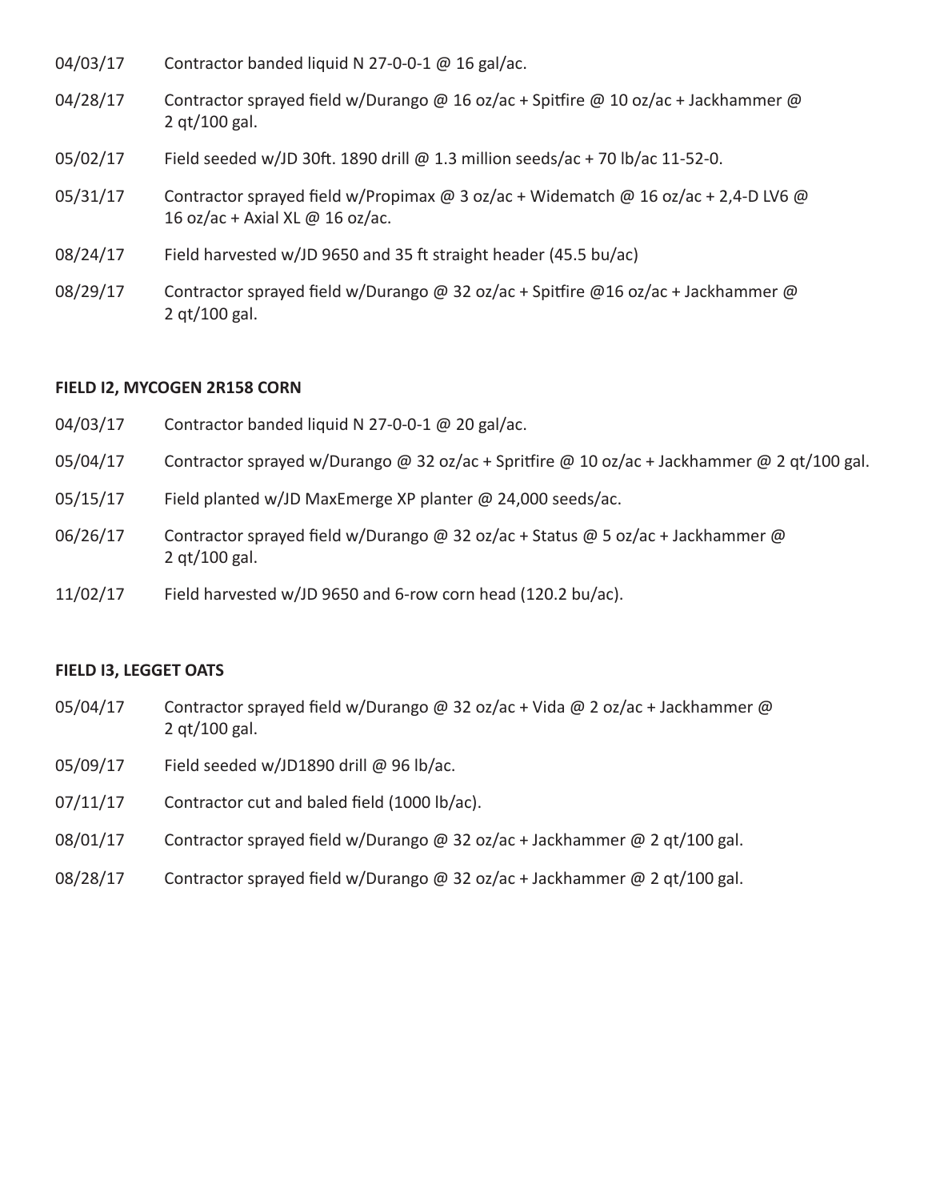04/03/17 Contractor banded liquid N 27-0-0-1 @ 16 gal/ac.

04/28/17 Contractor sprayed field w/Durango @ 16 oz/ac + Spitfire @ 10 oz/ac + Jackhammer @ 2 qt/100 gal.

05/02/17 Field seeded w/JD 30ft. 1890 drill @ 1.3 million seeds/ac + 70 lb/ac 11-52-0.

05/31/17 Contractor sprayed field w/Propimax @ 3 oz/ac + Widematch @ 16 oz/ac + 2,4-D LV6 @ 16 oz/ac + Axial XL @ 16 oz/ac.

08/24/17 Field harvested w/JD 9650 and 35 ft straight header (45.5 bu/ac)

08/29/17 Contractor sprayed field w/Durango @ 32 oz/ac + Spitfire @16 oz/ac + Jackhammer @ 2 qt/100 gal.

**FIELD I2, MYCOGEN 2R158 CORN**

04/03/17 Contractor banded liquid N 27-0-0-1 @ 20 gal/ac.

05/04/17 Contractor sprayed w/Durango @ 32 oz/ac + Spritfire @ 10 oz/ac + Jackhammer @ 2 qt/100 gal.

05/15/17 Field planted w/JD MaxEmerge XP planter @ 24,000 seeds/ac.

06/26/17 Contractor sprayed field w/Durango @ 32 oz/ac + Status @ 5 oz/ac + Jackhammer @ 2 qt/100 gal.

11/02/17 Field harvested w/JD 9650 and 6-row corn head (120.2 bu/ac).

**FIELD I3, LEGGET OATS**

05/04/17 Contractor sprayed field w/Durango @ 32 oz/ac + Vida @ 2 oz/ac + Jackhammer @ 2 qt/100 gal.

05/09/17 Field seeded w/JD1890 drill @ 96 lb/ac.

07/11/17 Contractor cut and baled field (1000 lb/ac).

08/01/17 Contractor sprayed field w/Durango @ 32 oz/ac + Jackhammer @ 2 qt/100 gal.

08/28/17 Contractor sprayed field w/Durango @ 32 oz/ac + Jackhammer @ 2 qt/100 gal.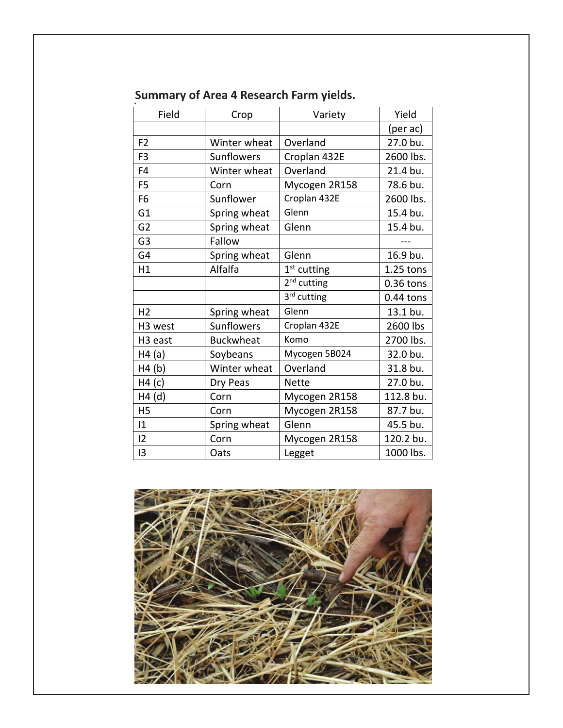**Summary of Area 4 Research Farm yields.**

| Field | Crop | Variety | Yield |
| --- | --- | --- | --- |
| | | | (per ac) |
| F2 | Winter wheat | Overland | 27.0 bu. |
| F3 | Sunflowers | Croplan 432E | 2600 lbs. |
| F4 | Winter wheat | Overland | 21.4 bu. |
| F5 | Corn | Mycogen 2R158 | 78.6 bu. |
| F6 | Sunflower | Croplan 432E | 2600 lbs. |
| G1 | Spring wheat | Glenn | 15.4 bu. |
| G2 | Spring wheat | Glenn | 15.4 bu. |
| G3 | Fallow | | --- |
| G4 | Spring wheat | Glenn | 16.9 bu. |
| H1 | Alfalfa | 1st cutting | 1.25 tons |
| | | 2nd cutting | 0.36 tons |
| | | 3rd cutting | 0.44 tons |
| H2 | Spring wheat | Glenn | 13.1 bu. |
| H3 west | Sunflowers | Croplan 432E | 2600 lbs |
| H3 east | Buckwheat | Komo | 2700 lbs. |
| H4 (a) | Soybeans | Mycogen 5B024 | 32.0 bu. |
| H4 (b) | Winter wheat | Overland | 31.8 bu. |
| H4 (c) | Dry Peas | Nette | 27.0 bu. |
| H4 (d) | Corn | Mycogen 2R158 | 112.8 bu. |
| H5 | Corn | Mycogen 2R158 | 87.7 bu. |
| I1 | Spring wheat | Glenn | 45.5 bu. |
| I2 | Corn | Mycogen 2R158 | 120.2 bu. |
| I3 | Oats | Legget | 1000 lbs. |